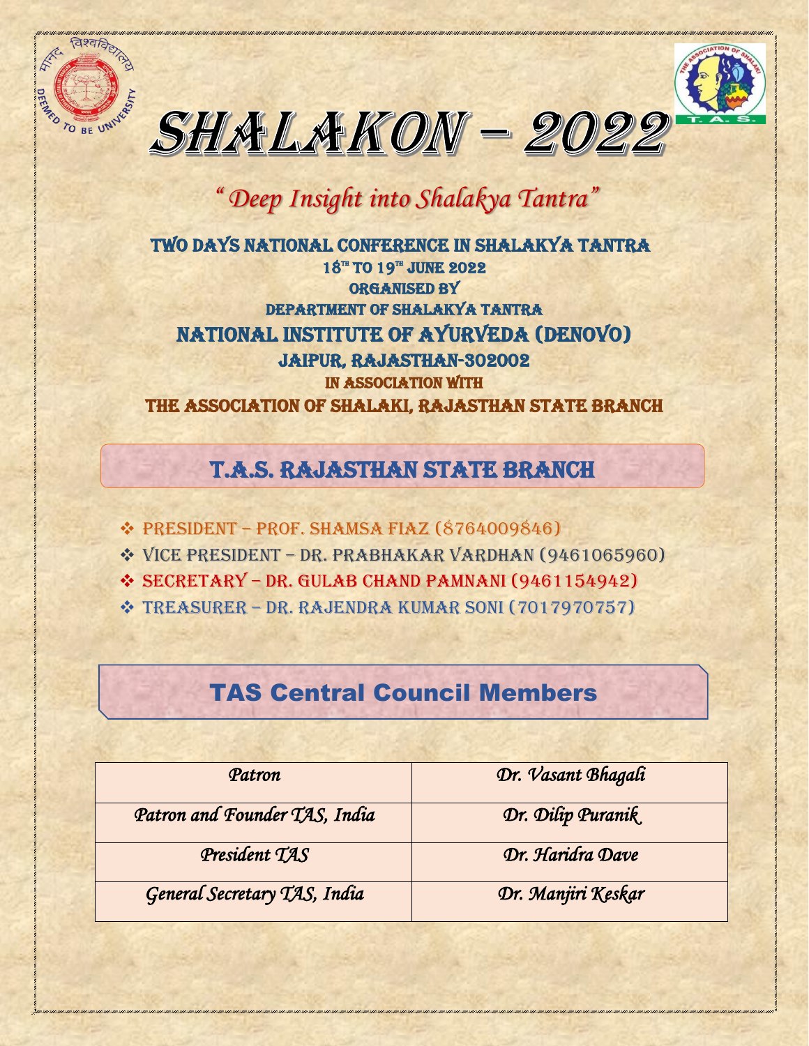# SHALAKON – 2022

*"Deep Insight into Shalakya Tantra"*

TWO DAYS NATIONAL CONFERENCE IN SHALAKYA TANTRA

18TH TO 19TH JUNE 2022

ORGANISED BY

DEPARTMENT OF SHALAKYA TANTRA

NATIONAL INSTITUTE OF AYURVEDA (DENOVO)

JAIPUR, RAJASTHAN-302002

IN ASSOCIATION WITH

THE ASSOCIATION OF SHALAKI, RAJASTHAN STATE BRANCH

## T.A.S. RAJASTHAN STATE BRANCH

- PRESIDENT – PROF. SHAMSA FIAZ (8764009846)
- VICE PRESIDENT – DR. PRABHAKAR VARDHAN (9461065960)
- SECRETARY – DR. GULAB CHAND PAMNANI (9461154942)
- TREASURER – DR. RAJENDRA KUMAR SONI (7017970757)

## TAS Central Council Members

| | |
|---|---|
| *Patron* | *Dr. Vasant Bhagali* |
| *Patron and Founder TAS, India* | *Dr. Dilip Puranik* |
| *President TAS* | *Dr. Haridra Dave* |
| *General Secretary TAS, India* | *Dr. Manjiri Keskar* |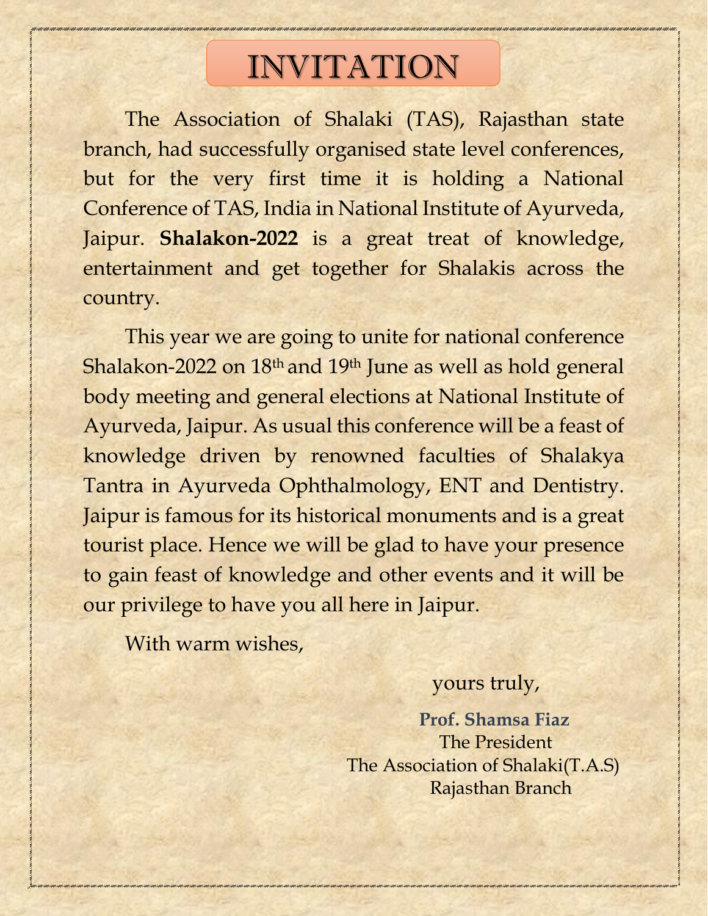# INVITATION

The Association of Shalaki (TAS), Rajasthan state branch, had successfully organised state level conferences, but for the very first time it is holding a National Conference of TAS, India in National Institute of Ayurveda, Jaipur. **Shalakon-2022** is a great treat of knowledge, entertainment and get together for Shalakis across the country.

This year we are going to unite for national conference Shalakon-2022 on 18th and 19th June as well as hold general body meeting and general elections at National Institute of Ayurveda, Jaipur. As usual this conference will be a feast of knowledge driven by renowned faculties of Shalakya Tantra in Ayurveda Ophthalmology, ENT and Dentistry. Jaipur is famous for its historical monuments and is a great tourist place. Hence we will be glad to have your presence to gain feast of knowledge and other events and it will be our privilege to have you all here in Jaipur.

With warm wishes,

yours truly,

**Prof. Shamsa Fiaz**
The President
The Association of Shalaki(T.A.S)
Rajasthan Branch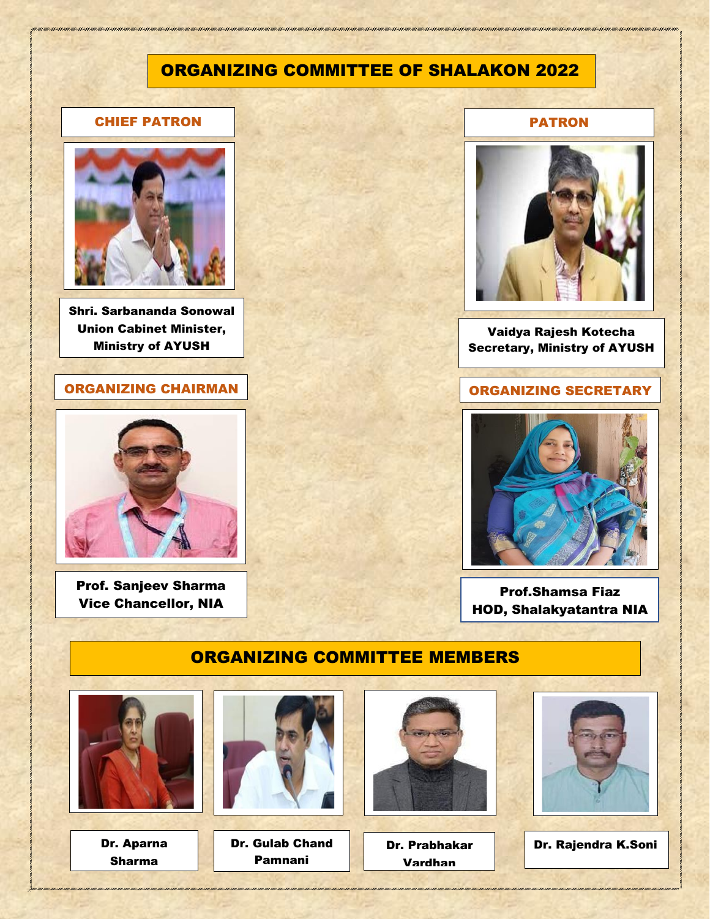# ORGANIZING COMMITTEE OF SHALAKON 2022

## CHIEF PATRON

**Shri. Sarbananda Sonowal**
**Union Cabinet Minister, Ministry of AYUSH**

## PATRON

**Vaidya Rajesh Kotecha**
**Secretary, Ministry of AYUSH**

## ORGANIZING CHAIRMAN

**Prof. Sanjeev Sharma**
**Vice Chancellor, NIA**

## ORGANIZING SECRETARY

**Prof.Shamsa Fiaz**
**HOD, Shalakyatantra NIA**

## ORGANIZING COMMITTEE MEMBERS

**Dr. Aparna Sharma**

**Dr. Gulab Chand Pamnani**

**Dr. Prabhakar Vardhan**

**Dr. Rajendra K.Soni**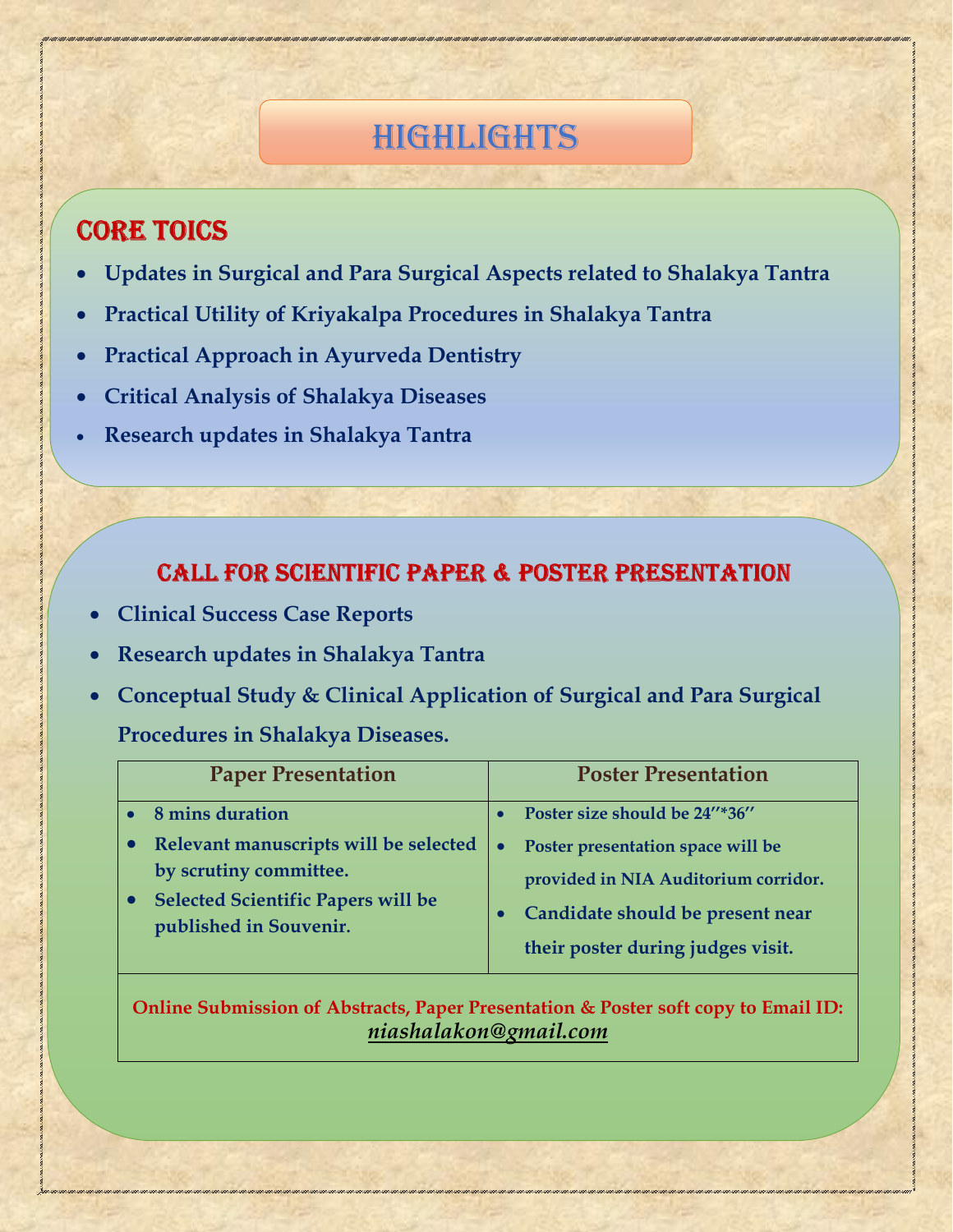# HIGHLIGHTS

## CORE TOICS

- **Updates in Surgical and Para Surgical Aspects related to Shalakya Tantra**
- **Practical Utility of Kriyakalpa Procedures in Shalakya Tantra**
- **Practical Approach in Ayurveda Dentistry**
- **Critical Analysis of Shalakya Diseases**
- **Research updates in Shalakya Tantra**

## CALL FOR SCIENTIFIC PAPER & POSTER PRESENTATION

- **Clinical Success Case Reports**
- **Research updates in Shalakya Tantra**
- **Conceptual Study & Clinical Application of Surgical and Para Surgical Procedures in Shalakya Diseases.**

| Paper Presentation | Poster Presentation |
|---|---|
| • 8 mins duration<br>• Relevant manuscripts will be selected by scrutiny committee.<br>• Selected Scientific Papers will be published in Souvenir. | • Poster size should be 24''*36''<br>• Poster presentation space will be provided in NIA Auditorium corridor.<br>• Candidate should be present near their poster during judges visit. |

**Online Submission of Abstracts, Paper Presentation & Poster soft copy to Email ID:** ***niashalakon@gmail.com***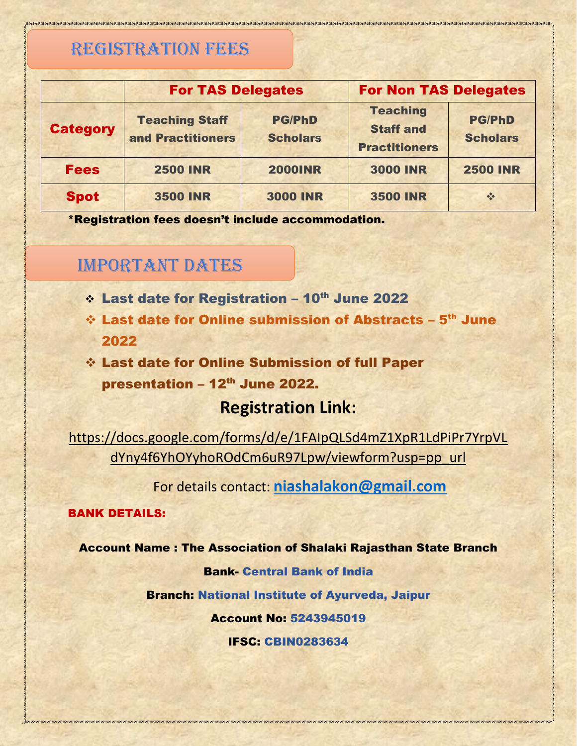## REGISTRATION FEES

| | For TAS Delegates | | For Non TAS Delegates | |
|---|---|---|---|---|
| **Category** | **Teaching Staff and Practitioners** | **PG/PhD Scholars** | **Teaching Staff and Practitioners** | **PG/PhD Scholars** |
| **Fees** | **2500 INR** | **2000INR** | **3000 INR** | **2500 INR** |
| **Spot** | **3500 INR** | **3000 INR** | **3500 INR** | ❖ |

**\*Registration fees doesn't include accommodation.**

## IMPORTANT DATES

- **Last date for Registration – 10th June 2022**
- **Last date for Online submission of Abstracts – 5th June 2022**
- **Last date for Online Submission of full Paper presentation – 12th June 2022.**

## Registration Link:

https://docs.google.com/forms/d/e/1FAIpQLSd4mZ1XpR1LdPiPr7YrpVLdYny4f6YhOYyhoROdCm6uR97Lpw/viewform?usp=pp_url

For details contact: **niashalakon@gmail.com**

**BANK DETAILS:**

**Account Name : The Association of Shalaki Rajasthan State Branch**

**Bank- Central Bank of India**

**Branch: National Institute of Ayurveda, Jaipur**

**Account No: 5243945019**

**IFSC: CBIN0283634**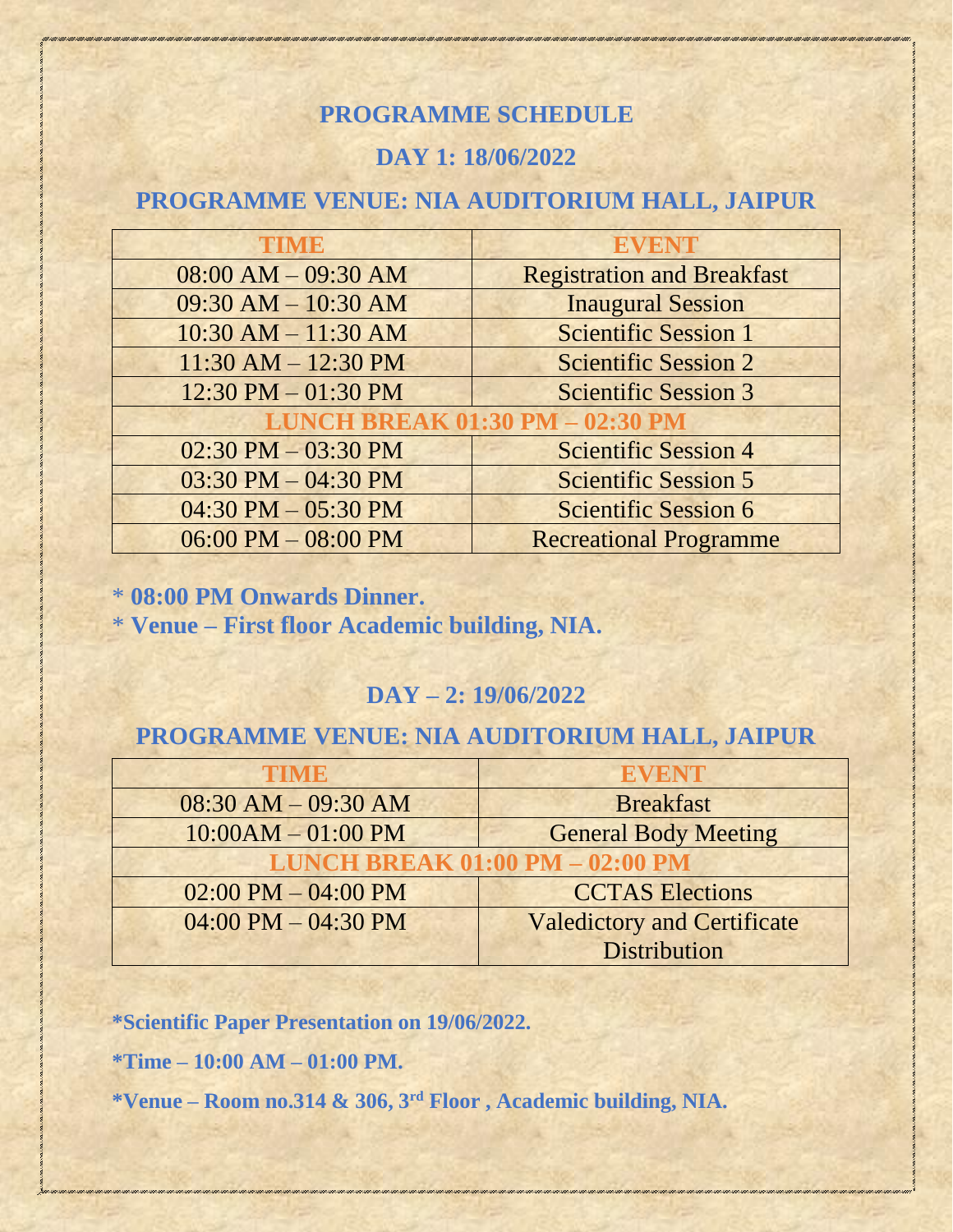## PROGRAMME SCHEDULE

### DAY 1: 18/06/2022

### PROGRAMME VENUE: NIA AUDITORIUM HALL, JAIPUR

| TIME | EVENT |
|---|---|
| 08:00 AM – 09:30 AM | Registration and Breakfast |
| 09:30 AM – 10:30 AM | Inaugural Session |
| 10:30 AM – 11:30 AM | Scientific Session 1 |
| 11:30 AM – 12:30 PM | Scientific Session 2 |
| 12:30 PM – 01:30 PM | Scientific Session 3 |
| LUNCH BREAK 01:30 PM – 02:30 PM | |
| 02:30 PM – 03:30 PM | Scientific Session 4 |
| 03:30 PM – 04:30 PM | Scientific Session 5 |
| 04:30 PM – 05:30 PM | Scientific Session 6 |
| 06:00 PM – 08:00 PM | Recreational Programme |

* **08:00 PM Onwards Dinner.**
* **Venue – First floor Academic building, NIA.**

### DAY – 2: 19/06/2022

### PROGRAMME VENUE: NIA AUDITORIUM HALL, JAIPUR

| TIME | EVENT |
|---|---|
| 08:30 AM – 09:30 AM | Breakfast |
| 10:00AM – 01:00 PM | General Body Meeting |
| LUNCH BREAK 01:00 PM – 02:00 PM | |
| 02:00 PM – 04:00 PM | CCTAS Elections |
| 04:00 PM – 04:30 PM | Valedictory and Certificate Distribution |

**\*Scientific Paper Presentation on 19/06/2022.**

**\*Time – 10:00 AM – 01:00 PM.**

**\*Venue – Room no.314 & 306, 3rd Floor , Academic building, NIA.**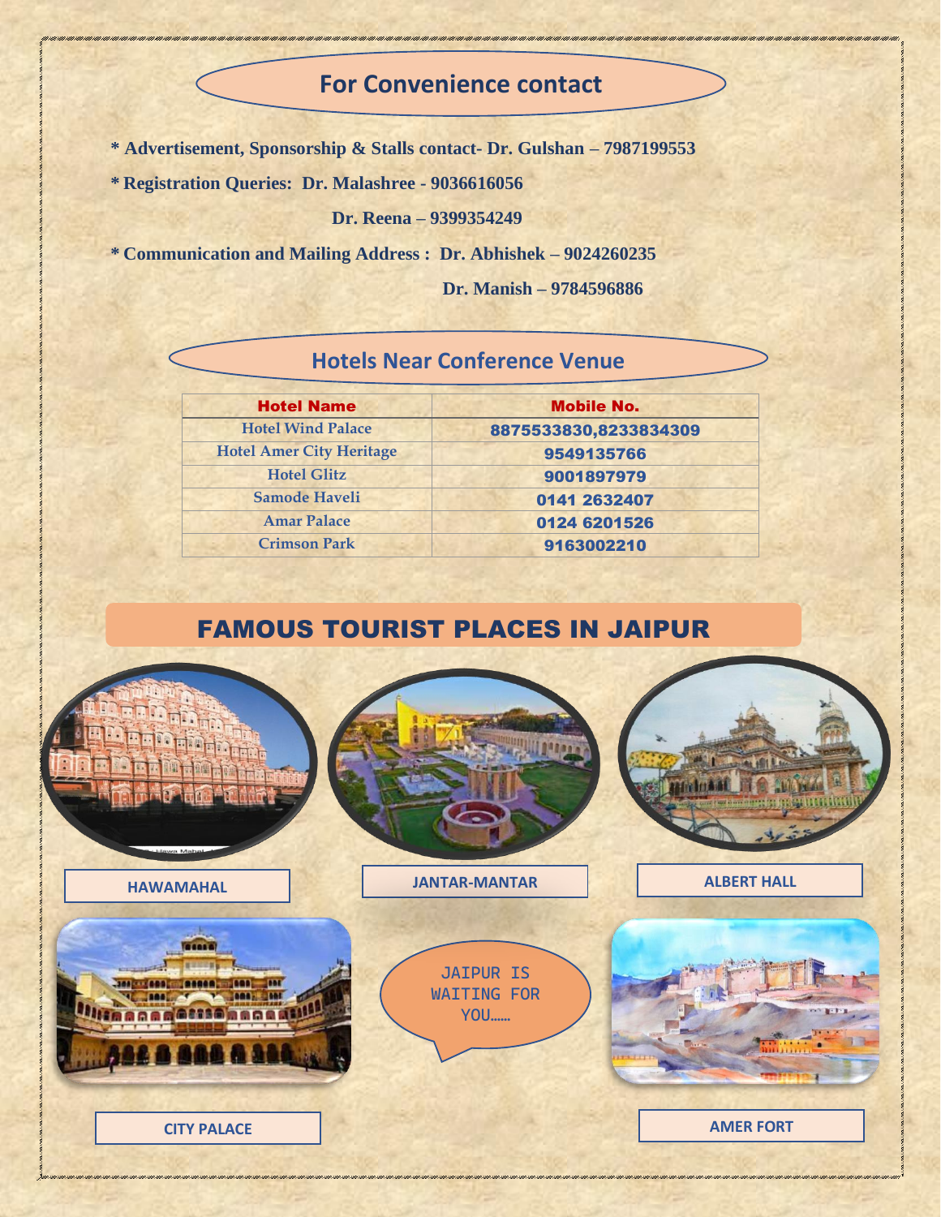## For Convenience contact

**\* Advertisement, Sponsorship & Stalls contact- Dr. Gulshan – 7987199553**

**\* Registration Queries: Dr. Malashree - 9036616056**

**Dr. Reena – 9399354249**

**\* Communication and Mailing Address : Dr. Abhishek – 9024260235**

**Dr. Manish – 9784596886**

## Hotels Near Conference Venue

| Hotel Name | Mobile No. |
|---|---|
| Hotel Wind Palace | 8875533830,8233834309 |
| Hotel Amer City Heritage | 9549135766 |
| Hotel Glitz | 9001897979 |
| Samode Haveli | 0141 2632407 |
| Amar Palace | 0124 6201526 |
| Crimson Park | 9163002210 |

## FAMOUS TOURIST PLACES IN JAIPUR

HAWAMAHAL

JANTAR-MANTAR

ALBERT HALL

CITY PALACE

JAIPUR IS WAITING FOR YOU……

AMER FORT